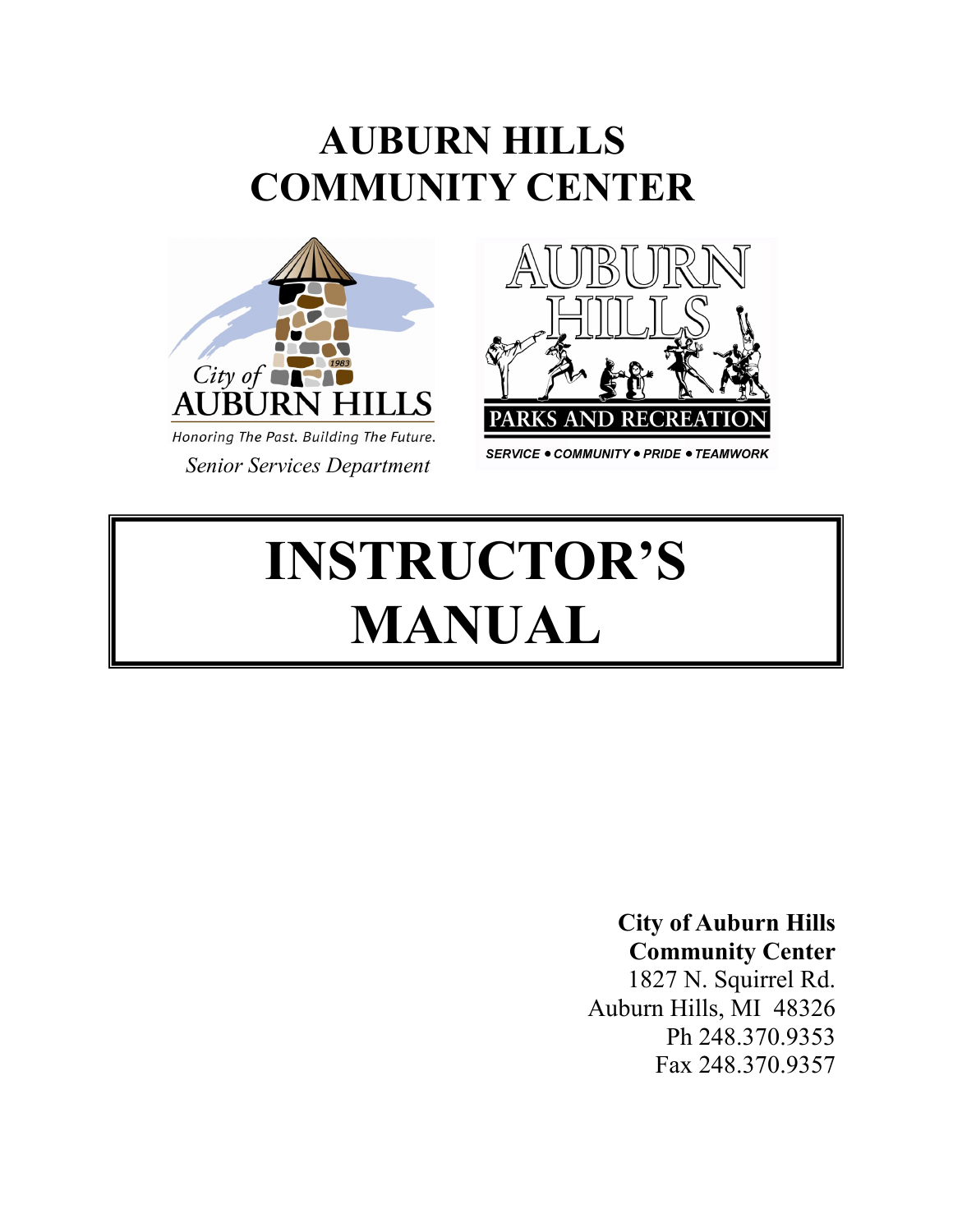# AUBURN HILLS COMMUNITY CENTER

City of AUBURN HILLS

*Honoring The Past. Building The Future.*

*Senior Services Department*

AUBURN HILLS PARKS AND RECREATION

SERVICE • COMMUNITY • PRIDE • TEAMWORK

# INSTRUCTOR'S MANUAL

**City of Auburn Hills**
**Community Center**
1827 N. Squirrel Rd.
Auburn Hills, MI 48326
Ph 248.370.9353
Fax 248.370.9357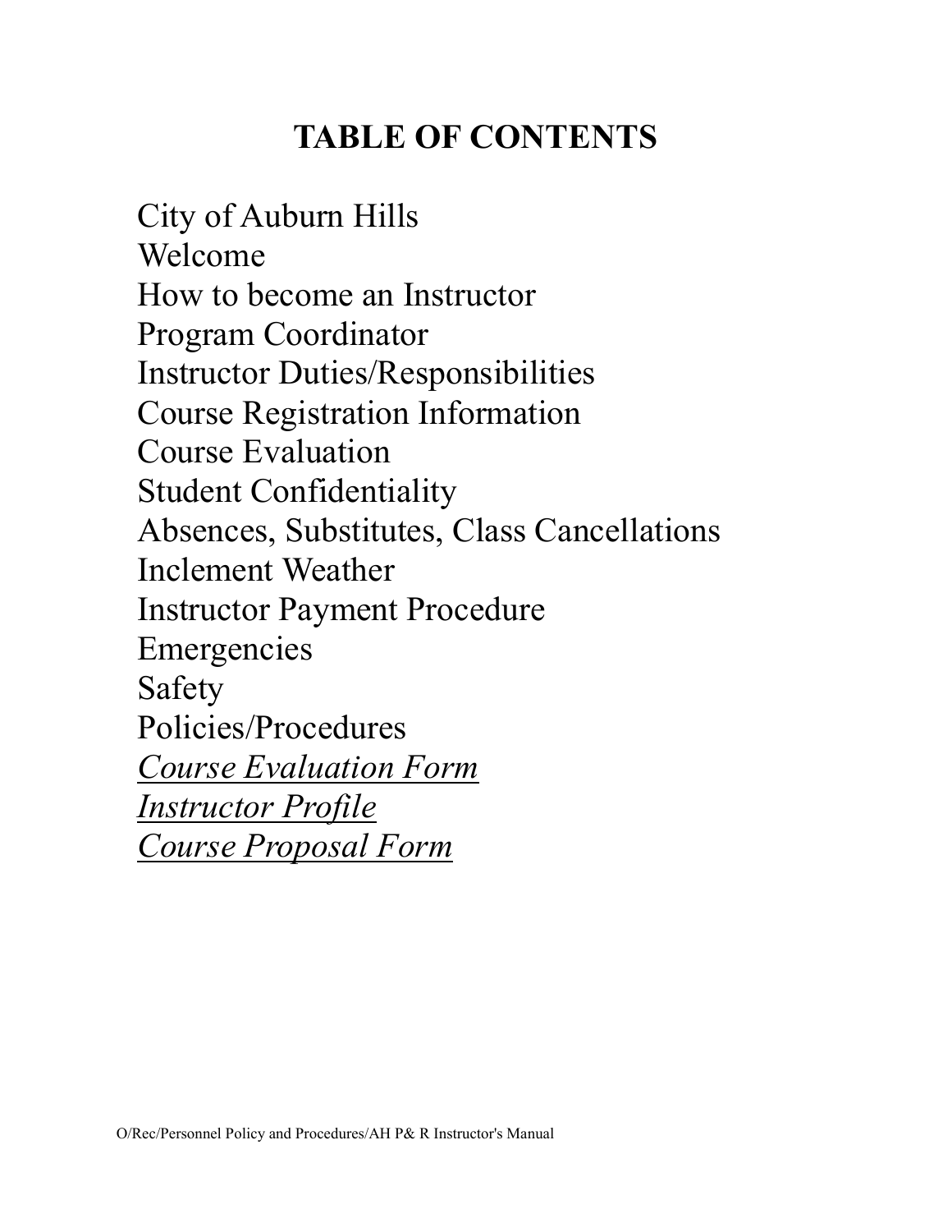# TABLE OF CONTENTS

City of Auburn Hills
Welcome
How to become an Instructor
Program Coordinator
Instructor Duties/Responsibilities
Course Registration Information
Course Evaluation
Student Confidentiality
Absences, Substitutes, Class Cancellations
Inclement Weather
Instructor Payment Procedure
Emergencies
Safety
Policies/Procedures
<u>*Course Evaluation Form*</u>
<u>*Instructor Profile*</u>
<u>*Course Proposal Form*</u>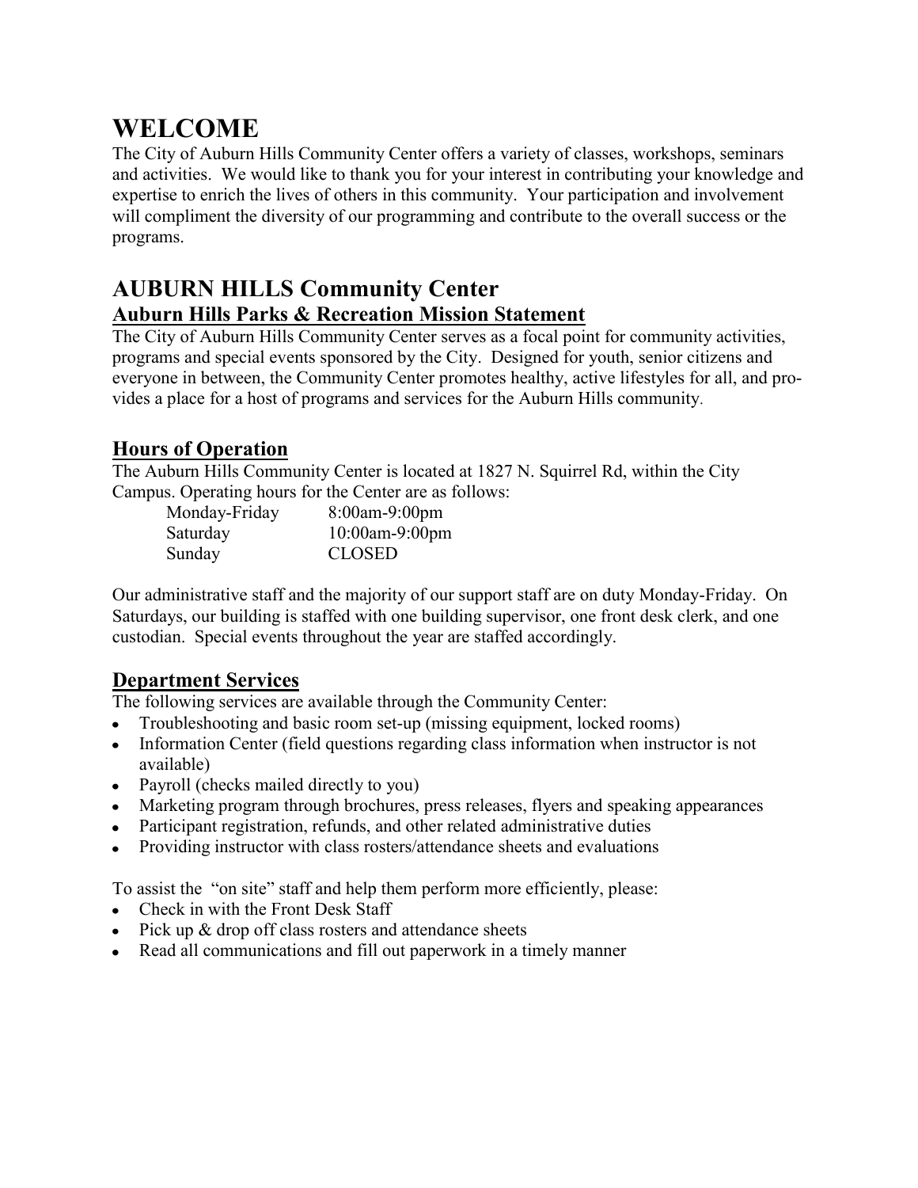# WELCOME

The City of Auburn Hills Community Center offers a variety of classes, workshops, seminars and activities. We would like to thank you for your interest in contributing your knowledge and expertise to enrich the lives of others in this community. Your participation and involvement will compliment the diversity of our programming and contribute to the overall success or the programs.

## AUBURN HILLS Community Center

### Auburn Hills Parks & Recreation Mission Statement

The City of Auburn Hills Community Center serves as a focal point for community activities, programs and special events sponsored by the City. Designed for youth, senior citizens and everyone in between, the Community Center promotes healthy, active lifestyles for all, and provides a place for a host of programs and services for the Auburn Hills community.

### Hours of Operation

The Auburn Hills Community Center is located at 1827 N. Squirrel Rd, within the City Campus. Operating hours for the Center are as follows:

| | |
|---|---|
| Monday-Friday | 8:00am-9:00pm |
| Saturday | 10:00am-9:00pm |
| Sunday | CLOSED |

Our administrative staff and the majority of our support staff are on duty Monday-Friday. On Saturdays, our building is staffed with one building supervisor, one front desk clerk, and one custodian. Special events throughout the year are staffed accordingly.

### Department Services

The following services are available through the Community Center:

- Troubleshooting and basic room set-up (missing equipment, locked rooms)
- Information Center (field questions regarding class information when instructor is not available)
- Payroll (checks mailed directly to you)
- Marketing program through brochures, press releases, flyers and speaking appearances
- Participant registration, refunds, and other related administrative duties
- Providing instructor with class rosters/attendance sheets and evaluations

To assist the "on site" staff and help them perform more efficiently, please:

- Check in with the Front Desk Staff
- Pick up & drop off class rosters and attendance sheets
- Read all communications and fill out paperwork in a timely manner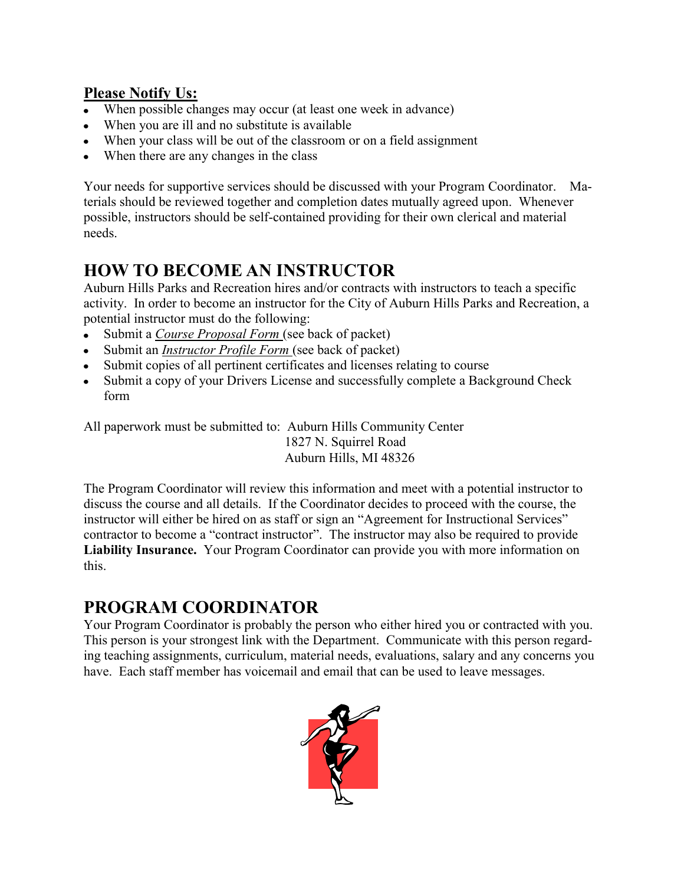**Please Notify Us:**

- When possible changes may occur (at least one week in advance)
- When you are ill and no substitute is available
- When your class will be out of the classroom or on a field assignment
- When there are any changes in the class

Your needs for supportive services should be discussed with your Program Coordinator. Materials should be reviewed together and completion dates mutually agreed upon. Whenever possible, instructors should be self-contained providing for their own clerical and material needs.

## HOW TO BECOME AN INSTRUCTOR

Auburn Hills Parks and Recreation hires and/or contracts with instructors to teach a specific activity. In order to become an instructor for the City of Auburn Hills Parks and Recreation, a potential instructor must do the following:

- Submit a *Course Proposal Form* (see back of packet)
- Submit an *Instructor Profile Form* (see back of packet)
- Submit copies of all pertinent certificates and licenses relating to course
- Submit a copy of your Drivers License and successfully complete a Background Check form

All paperwork must be submitted to: Auburn Hills Community Center
1827 N. Squirrel Road
Auburn Hills, MI 48326

The Program Coordinator will review this information and meet with a potential instructor to discuss the course and all details. If the Coordinator decides to proceed with the course, the instructor will either be hired on as staff or sign an "Agreement for Instructional Services" contractor to become a "contract instructor". The instructor may also be required to provide **Liability Insurance.** Your Program Coordinator can provide you with more information on this.

## PROGRAM COORDINATOR

Your Program Coordinator is probably the person who either hired you or contracted with you. This person is your strongest link with the Department. Communicate with this person regarding teaching assignments, curriculum, material needs, evaluations, salary and any concerns you have. Each staff member has voicemail and email that can be used to leave messages.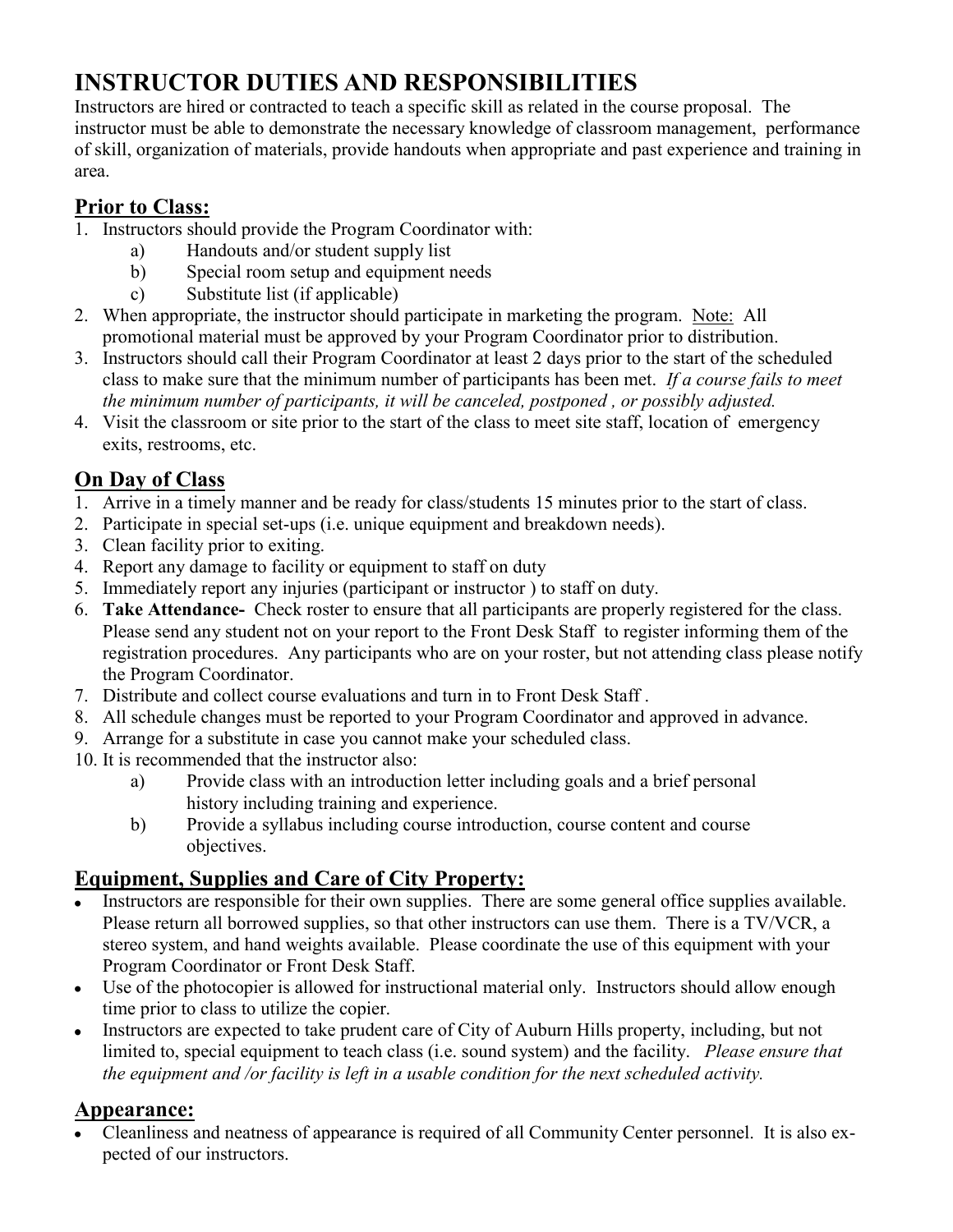# INSTRUCTOR DUTIES AND RESPONSIBILITIES

Instructors are hired or contracted to teach a specific skill as related in the course proposal. The instructor must be able to demonstrate the necessary knowledge of classroom management, performance of skill, organization of materials, provide handouts when appropriate and past experience and training in area.

## Prior to Class:

1. Instructors should provide the Program Coordinator with:
   a) Handouts and/or student supply list
   b) Special room setup and equipment needs
   c) Substitute list (if applicable)
2. When appropriate, the instructor should participate in marketing the program. Note: All promotional material must be approved by your Program Coordinator prior to distribution.
3. Instructors should call their Program Coordinator at least 2 days prior to the start of the scheduled class to make sure that the minimum number of participants has been met. *If a course fails to meet the minimum number of participants, it will be canceled, postponed , or possibly adjusted.*
4. Visit the classroom or site prior to the start of the class to meet site staff, location of emergency exits, restrooms, etc.

## On Day of Class

1. Arrive in a timely manner and be ready for class/students 15 minutes prior to the start of class.
2. Participate in special set-ups (i.e. unique equipment and breakdown needs).
3. Clean facility prior to exiting.
4. Report any damage to facility or equipment to staff on duty
5. Immediately report any injuries (participant or instructor ) to staff on duty.
6. **Take Attendance-** Check roster to ensure that all participants are properly registered for the class. Please send any student not on your report to the Front Desk Staff to register informing them of the registration procedures. Any participants who are on your roster, but not attending class please notify the Program Coordinator.
7. Distribute and collect course evaluations and turn in to Front Desk Staff .
8. All schedule changes must be reported to your Program Coordinator and approved in advance.
9. Arrange for a substitute in case you cannot make your scheduled class.
10. It is recommended that the instructor also:
    a) Provide class with an introduction letter including goals and a brief personal history including training and experience.
    b) Provide a syllabus including course introduction, course content and course objectives.

## Equipment, Supplies and Care of City Property:

- Instructors are responsible for their own supplies. There are some general office supplies available. Please return all borrowed supplies, so that other instructors can use them. There is a TV/VCR, a stereo system, and hand weights available. Please coordinate the use of this equipment with your Program Coordinator or Front Desk Staff.
- Use of the photocopier is allowed for instructional material only. Instructors should allow enough time prior to class to utilize the copier.
- Instructors are expected to take prudent care of City of Auburn Hills property, including, but not limited to, special equipment to teach class (i.e. sound system) and the facility. *Please ensure that the equipment and /or facility is left in a usable condition for the next scheduled activity.*

## Appearance:

- Cleanliness and neatness of appearance is required of all Community Center personnel. It is also expected of our instructors.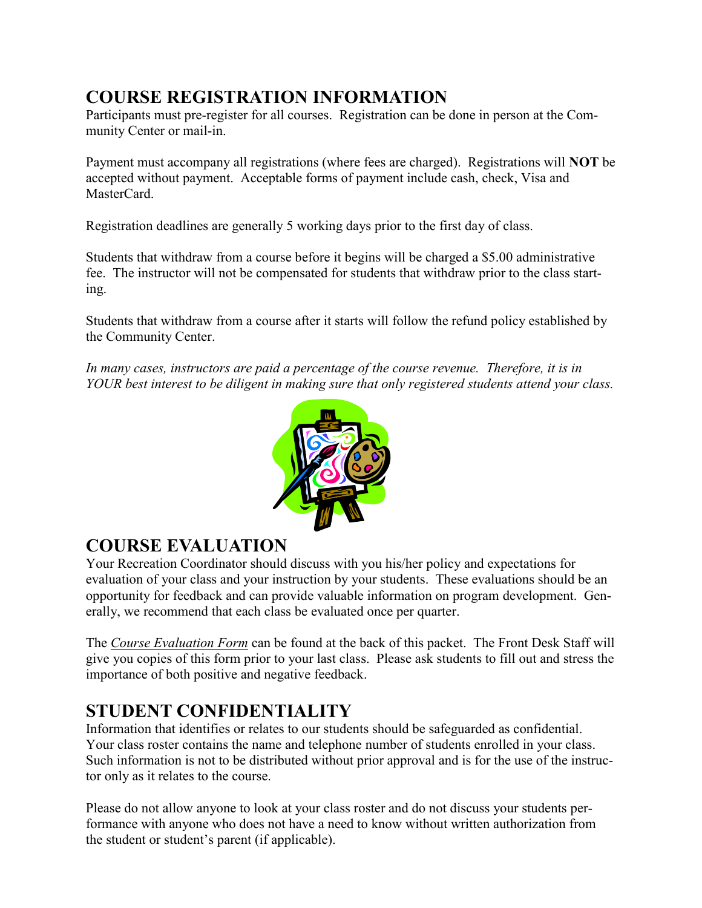## COURSE REGISTRATION INFORMATION

Participants must pre-register for all courses. Registration can be done in person at the Community Center or mail-in.

Payment must accompany all registrations (where fees are charged). Registrations will **NOT** be accepted without payment. Acceptable forms of payment include cash, check, Visa and MasterCard.

Registration deadlines are generally 5 working days prior to the first day of class.

Students that withdraw from a course before it begins will be charged a $5.00 administrative fee. The instructor will not be compensated for students that withdraw prior to the class starting.

Students that withdraw from a course after it starts will follow the refund policy established by the Community Center.

*In many cases, instructors are paid a percentage of the course revenue. Therefore, it is in YOUR best interest to be diligent in making sure that only registered students attend your class.*

## COURSE EVALUATION

Your Recreation Coordinator should discuss with you his/her policy and expectations for evaluation of your class and your instruction by your students. These evaluations should be an opportunity for feedback and can provide valuable information on program development. Generally, we recommend that each class be evaluated once per quarter.

The *Course Evaluation Form* can be found at the back of this packet. The Front Desk Staff will give you copies of this form prior to your last class. Please ask students to fill out and stress the importance of both positive and negative feedback.

## STUDENT CONFIDENTIALITY

Information that identifies or relates to our students should be safeguarded as confidential. Your class roster contains the name and telephone number of students enrolled in your class. Such information is not to be distributed without prior approval and is for the use of the instructor only as it relates to the course.

Please do not allow anyone to look at your class roster and do not discuss your students performance with anyone who does not have a need to know without written authorization from the student or student's parent (if applicable).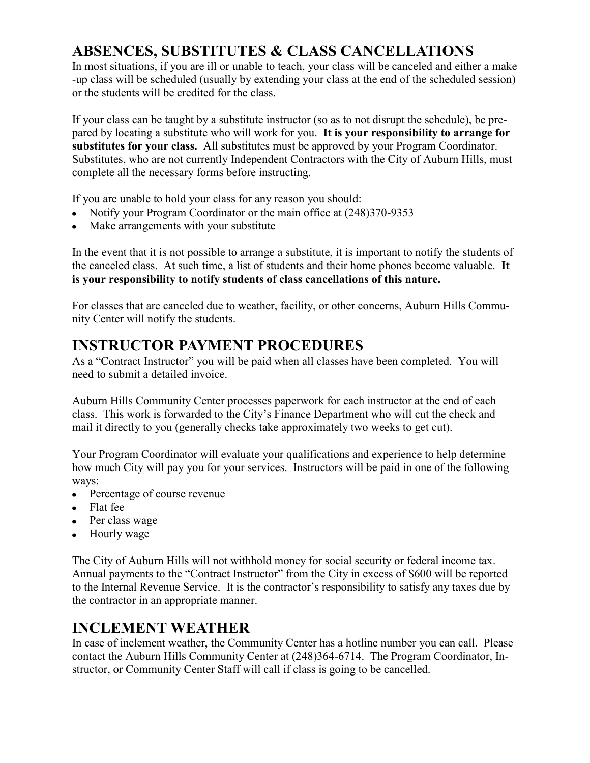## ABSENCES, SUBSTITUTES & CLASS CANCELLATIONS

In most situations, if you are ill or unable to teach, your class will be canceled and either a make-up class will be scheduled (usually by extending your class at the end of the scheduled session) or the students will be credited for the class.

If your class can be taught by a substitute instructor (so as to not disrupt the schedule), be prepared by locating a substitute who will work for you. **It is your responsibility to arrange for substitutes for your class.** All substitutes must be approved by your Program Coordinator. Substitutes, who are not currently Independent Contractors with the City of Auburn Hills, must complete all the necessary forms before instructing.

If you are unable to hold your class for any reason you should:

- Notify your Program Coordinator or the main office at (248)370-9353
- Make arrangements with your substitute

In the event that it is not possible to arrange a substitute, it is important to notify the students of the canceled class. At such time, a list of students and their home phones become valuable. **It is your responsibility to notify students of class cancellations of this nature.**

For classes that are canceled due to weather, facility, or other concerns, Auburn Hills Community Center will notify the students.

## INSTRUCTOR PAYMENT PROCEDURES

As a "Contract Instructor" you will be paid when all classes have been completed. You will need to submit a detailed invoice.

Auburn Hills Community Center processes paperwork for each instructor at the end of each class. This work is forwarded to the City's Finance Department who will cut the check and mail it directly to you (generally checks take approximately two weeks to get cut).

Your Program Coordinator will evaluate your qualifications and experience to help determine how much City will pay you for your services. Instructors will be paid in one of the following ways:

- Percentage of course revenue
- Flat fee
- Per class wage
- Hourly wage

The City of Auburn Hills will not withhold money for social security or federal income tax. Annual payments to the "Contract Instructor" from the City in excess of $600 will be reported to the Internal Revenue Service. It is the contractor's responsibility to satisfy any taxes due by the contractor in an appropriate manner.

## INCLEMENT WEATHER

In case of inclement weather, the Community Center has a hotline number you can call. Please contact the Auburn Hills Community Center at (248)364-6714. The Program Coordinator, Instructor, or Community Center Staff will call if class is going to be cancelled.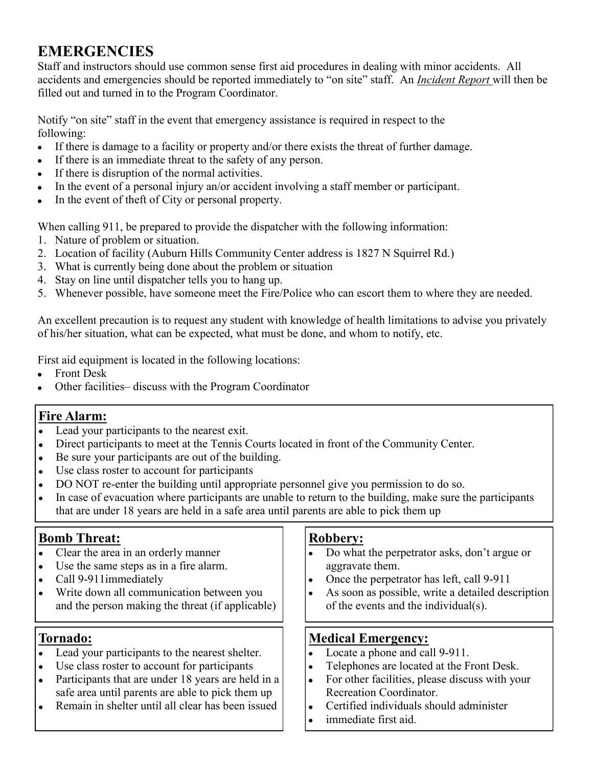# EMERGENCIES

Staff and instructors should use common sense first aid procedures in dealing with minor accidents. All accidents and emergencies should be reported immediately to "on site" staff. An ***Incident Report*** will then be filled out and turned in to the Program Coordinator.

Notify "on site" staff in the event that emergency assistance is required in respect to the following:

- If there is damage to a facility or property and/or there exists the threat of further damage.
- If there is an immediate threat to the safety of any person.
- If there is disruption of the normal activities.
- In the event of a personal injury an/or accident involving a staff member or participant.
- In the event of theft of City or personal property.

When calling 911, be prepared to provide the dispatcher with the following information:

1. Nature of problem or situation.
2. Location of facility (Auburn Hills Community Center address is 1827 N Squirrel Rd.)
3. What is currently being done about the problem or situation
4. Stay on line until dispatcher tells you to hang up.
5. Whenever possible, have someone meet the Fire/Police who can escort them to where they are needed.

An excellent precaution is to request any student with knowledge of health limitations to advise you privately of his/her situation, what can be expected, what must be done, and whom to notify, etc.

First aid equipment is located in the following locations:

- Front Desk
- Other facilities– discuss with the Program Coordinator

## Fire Alarm:

- Lead your participants to the nearest exit.
- Direct participants to meet at the Tennis Courts located in front of the Community Center.
- Be sure your participants are out of the building.
- Use class roster to account for participants
- DO NOT re-enter the building until appropriate personnel give you permission to do so.
- In case of evacuation where participants are unable to return to the building, make sure the participants that are under 18 years are held in a safe area until parents are able to pick them up

## Bomb Threat:

- Clear the area in an orderly manner
- Use the same steps as in a fire alarm.
- Call 9-911immediately
- Write down all communication between you and the person making the threat (if applicable)

## Robbery:

- Do what the perpetrator asks, don't argue or aggravate them.
- Once the perpetrator has left, call 9-911
- As soon as possible, write a detailed description of the events and the individual(s).

## Tornado:

- Lead your participants to the nearest shelter.
- Use class roster to account for participants
- Participants that are under 18 years are held in a safe area until parents are able to pick them up
- Remain in shelter until all clear has been issued

## Medical Emergency:

- Locate a phone and call 9-911.
- Telephones are located at the Front Desk.
- For other facilities, please discuss with your Recreation Coordinator.
- Certified individuals should administer
- immediate first aid.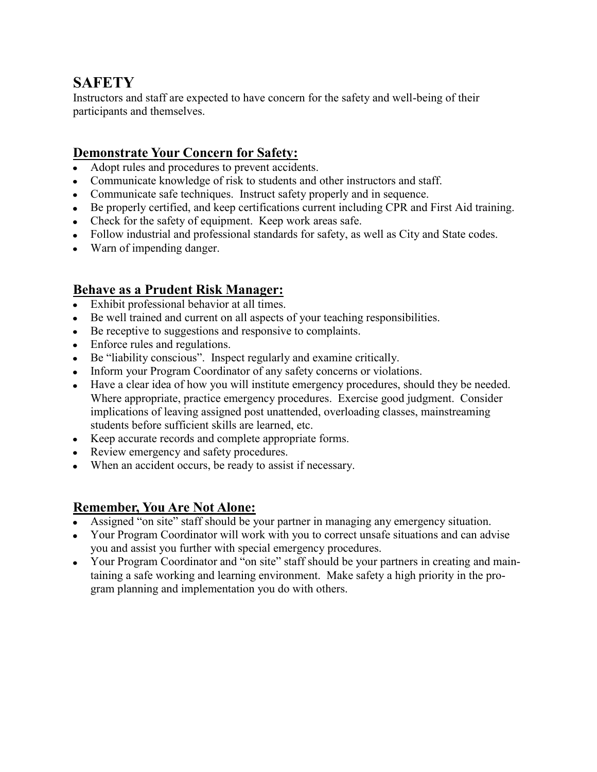# SAFETY

Instructors and staff are expected to have concern for the safety and well-being of their participants and themselves.

## Demonstrate Your Concern for Safety:

- Adopt rules and procedures to prevent accidents.
- Communicate knowledge of risk to students and other instructors and staff.
- Communicate safe techniques. Instruct safety properly and in sequence.
- Be properly certified, and keep certifications current including CPR and First Aid training.
- Check for the safety of equipment. Keep work areas safe.
- Follow industrial and professional standards for safety, as well as City and State codes.
- Warn of impending danger.

## Behave as a Prudent Risk Manager:

- Exhibit professional behavior at all times.
- Be well trained and current on all aspects of your teaching responsibilities.
- Be receptive to suggestions and responsive to complaints.
- Enforce rules and regulations.
- Be "liability conscious". Inspect regularly and examine critically.
- Inform your Program Coordinator of any safety concerns or violations.
- Have a clear idea of how you will institute emergency procedures, should they be needed. Where appropriate, practice emergency procedures. Exercise good judgment. Consider implications of leaving assigned post unattended, overloading classes, mainstreaming students before sufficient skills are learned, etc.
- Keep accurate records and complete appropriate forms.
- Review emergency and safety procedures.
- When an accident occurs, be ready to assist if necessary.

## Remember, You Are Not Alone:

- Assigned "on site" staff should be your partner in managing any emergency situation.
- Your Program Coordinator will work with you to correct unsafe situations and can advise you and assist you further with special emergency procedures.
- Your Program Coordinator and "on site" staff should be your partners in creating and maintaining a safe working and learning environment. Make safety a high priority in the program planning and implementation you do with others.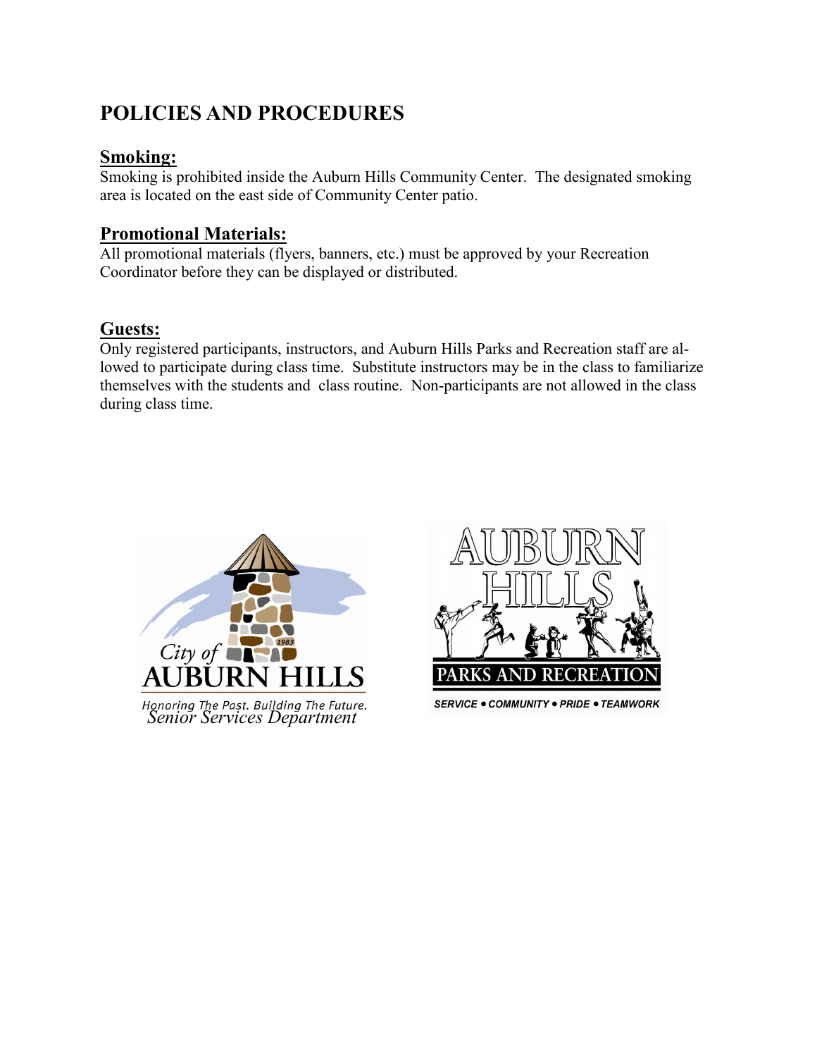# POLICIES AND PROCEDURES

## Smoking:

Smoking is prohibited inside the Auburn Hills Community Center. The designated smoking area is located on the east side of Community Center patio.

## Promotional Materials:

All promotional materials (flyers, banners, etc.) must be approved by your Recreation Coordinator before they can be displayed or distributed.

## Guests:

Only registered participants, instructors, and Auburn Hills Parks and Recreation staff are allowed to participate during class time. Substitute instructors may be in the class to familiarize themselves with the students and class routine. Non-participants are not allowed in the class during class time.

City of AUBURN HILLS
Honoring The Past. Building The Future.
Senior Services Department

AUBURN HILLS PARKS AND RECREATION
SERVICE • COMMUNITY • PRIDE • TEAMWORK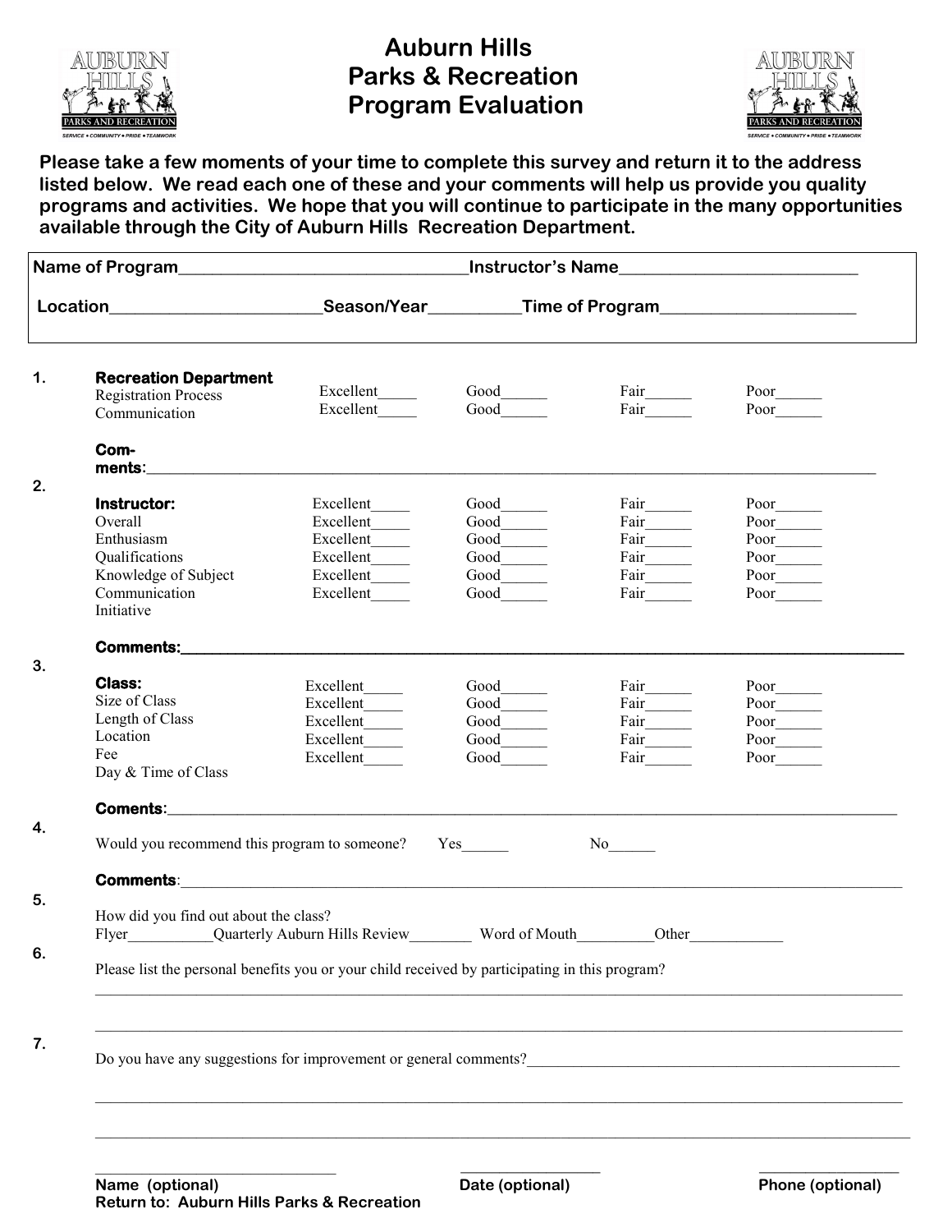# Auburn Hills Parks & Recreation Program Evaluation

**Please take a few moments of your time to complete this survey and return it to the address listed below. We read each one of these and your comments will help us provide you quality programs and activities. We hope that you will continue to participate in the many opportunities available through the City of Auburn Hills Recreation Department.**

**Name of Program**__________________________________**Instructor's Name**___________________________

**Location**________________________**Season/Year**__________**Time of Program**______________________

1. **Recreation Department**

| | | | | |
|---|---|---|---|---|
| Registration Process | Excellent_____ | Good______ | Fair______ | Poor______ |
| Communication | Excellent_____ | Good______ | Fair______ | Poor______ |

**Com-ments**:_____________________________________________________________________________________

2. **Instructor:**

| | | | | |
|---|---|---|---|---|
| Overall | Excellent_____ | Good______ | Fair______ | Poor______ |
| Enthusiasm | Excellent_____ | Good______ | Fair______ | Poor______ |
| Qualifications | Excellent_____ | Good______ | Fair______ | Poor______ |
| Knowledge of Subject | Excellent_____ | Good______ | Fair______ | Poor______ |
| Communication | Excellent_____ | Good______ | Fair______ | Poor______ |
| Initiative | Excellent_____ | Good______ | Fair______ | Poor______ |

**Comments:**_____________________________________________________________________________________

3. **Class:**

| | | | | |
|---|---|---|---|---|
| Size of Class | Excellent_____ | Good______ | Fair______ | Poor______ |
| Length of Class | Excellent_____ | Good______ | Fair______ | Poor______ |
| Location | Excellent_____ | Good______ | Fair______ | Poor______ |
| Fee | Excellent_____ | Good______ | Fair______ | Poor______ |
| Day & Time of Class | Excellent_____ | Good______ | Fair______ | Poor______ |

**Coments**:_____________________________________________________________________________________

4. Would you recommend this program to someone? Yes______ No______

**Comments**:_____________________________________________________________________________________

5. How did you find out about the class?
Flyer___________Quarterly Auburn Hills Review________ Word of Mouth__________Other____________

6. Please list the personal benefits you or your child received by participating in this program?

_____________________________________________________________________________________

_____________________________________________________________________________________

7. Do you have any suggestions for improvement or general comments?_______________________________________

_____________________________________________________________________________________

_____________________________________________________________________________________

______________________________ ____________________ ____________________

**Name (optional)** **Date (optional)** **Phone (optional)**

**Return to: Auburn Hills Parks & Recreation**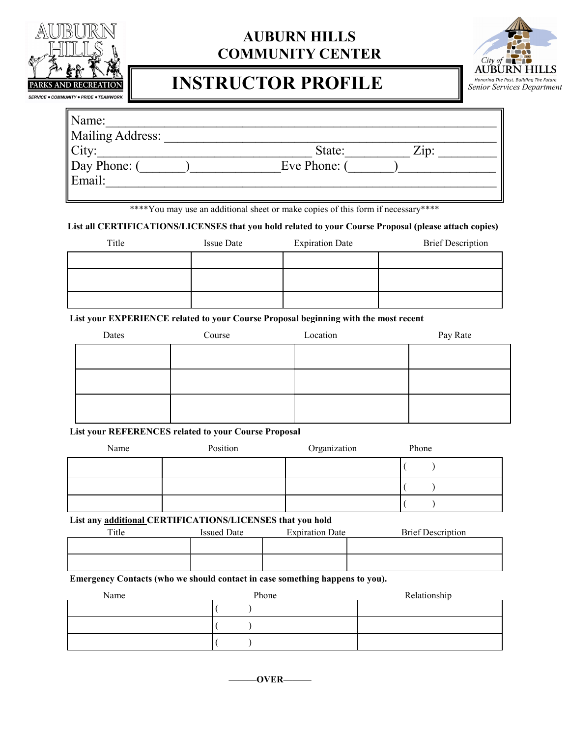AUBURN HILLS PARKS AND RECREATION

SERVICE • COMMUNITY • PRIDE • TEAMWORK

# AUBURN HILLS COMMUNITY CENTER

# INSTRUCTOR PROFILE

City of AUBURN HILLS

Honoring The Past. Building The Future.

Senior Services Department

Name:_______________________________________________________________

Mailing Address: _____________________________________________________

City:_________________________________ State:__________ Zip: _________

Day Phone: (_______)_____________Eve Phone: (_______)______________

Email:_______________________________________________________________

****You may use an additional sheet or make copies of this form if necessary****

**List all CERTIFICATIONS/LICENSES that you hold related to your Course Proposal (please attach copies)**

| Title | Issue Date | Expiration Date | Brief Description |
|---|---|---|---|
| | | | |
| | | | |
| | | | |

**List your EXPERIENCE related to your Course Proposal beginning with the most recent**

| Dates | Course | Location | Pay Rate |
|---|---|---|---|
| | | | |
| | | | |
| | | | |

**List your REFERENCES related to your Course Proposal**

| Name | Position | Organization | Phone |
|---|---|---|---|
| | | | ( ) |
| | | | ( ) |
| | | | ( ) |

**List any <u>additional</u> CERTIFICATIONS/LICENSES that you hold**

| Title | Issued Date | Expiration Date | Brief Description |
|---|---|---|---|
| | | | |
| | | | |

**Emergency Contacts (who we should contact in case something happens to you).**

| Name | Phone | Relationship |
|---|---|---|
| | ( ) | |
| | ( ) | |
| | ( ) | |

**———OVER———**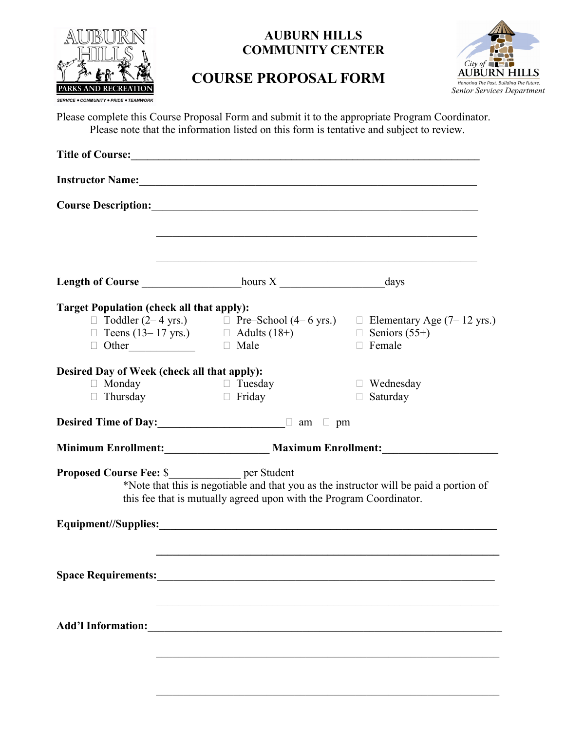# AUBURN HILLS COMMUNITY CENTER

AUBURN HILLS PARKS AND RECREATION

SERVICE • COMMUNITY • PRIDE • TEAMWORK

City of AUBURN HILLS

Honoring The Past. Building The Future.

*Senior Services Department*

## COURSE PROPOSAL FORM

Please complete this Course Proposal Form and submit it to the appropriate Program Coordinator. Please note that the information listed on this form is tentative and subject to review.

**Title of Course:**______________________________________________________________

**Instructor Name:**______________________________________________________________

**Course Description:**____________________________________________________________

______________________________________________________________

______________________________________________________________

**Length of Course** __________________hours X ___________________days

**Target Population (check all that apply):**

- ☐ Toddler (2– 4 yrs.)
- ☐ Pre–School (4– 6 yrs.)
- ☐ Elementary Age (7– 12 yrs.)
- ☐ Teens (13– 17 yrs.)
- ☐ Adults (18+)
- ☐ Seniors (55+)
- ☐ Other____________
- ☐ Male
- ☐ Female

**Desired Day of Week (check all that apply):**

- ☐ Monday
- ☐ Tuesday
- ☐ Wednesday
- ☐ Thursday
- ☐ Friday
- ☐ Saturday

**Desired Time of Day:**_______________________ ☐ am ☐ pm

**Minimum Enrollment:**___________________ **Maximum Enrollment:**_____________________

**Proposed Course Fee:** $_____________ per Student

*Note that this is negotiable and that you as the instructor will be paid a portion of this fee that is mutually agreed upon with the Program Coordinator.

**Equipment//Supplies:**______________________________________________________________

______________________________________________________________

**Space Requirements:**______________________________________________________________

______________________________________________________________

**Add'l Information:**______________________________________________________________

______________________________________________________________

______________________________________________________________